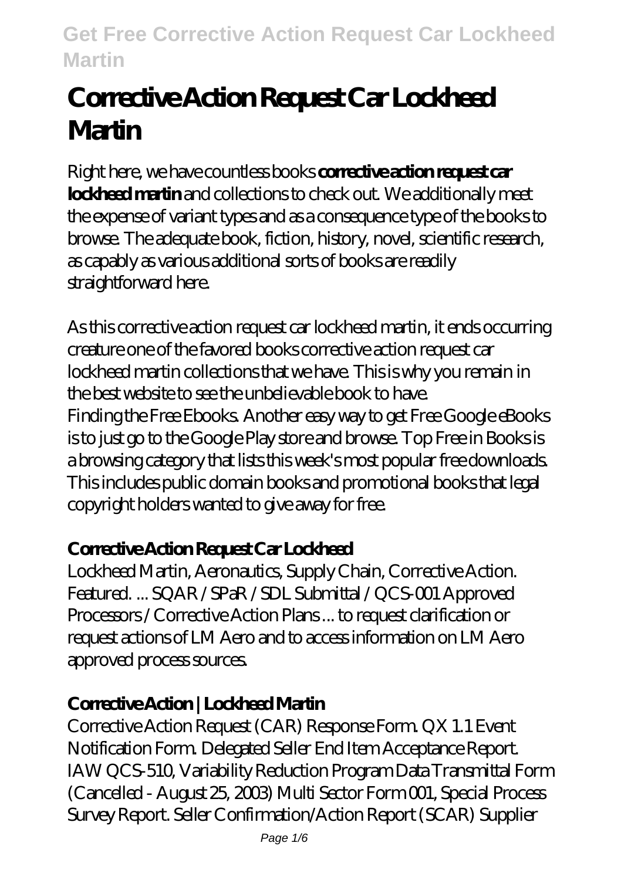# Corrective Action Request Car Lockheed Martin

Right here, we have countless books **corrective action request car lockheed martin** and collections to check out. We additionally meet the expense of variant types and as a consequence type of the books to browse. The adequate book, fiction, history, novel, scientific research, as capably as various additional sorts of books are readily straightforward here.

As this corrective action request car lockheed martin, it ends occurring creature one of the favored books corrective action request car lockheed martin collections that we have. This is why you remain in the best website to see the unbelievable book to have.

Finding the Free Ebooks. Another easy way to get Free Google eBooks is to just go to the Google Play store and browse. Top Free in Books is a browsing category that lists this week's most popular free downloads. This includes public domain books and promotional books that legal copyright holders wanted to give away for free.

## Corrective Action Request Car Lockheed

Lockheed Martin, Aeronautics, Supply Chain, Corrective Action. Featured. ... SQAR / SPaR / SDL Submittal / QCS-001 Approved Processors / Corrective Action Plans ... to request clarification or request actions of LM Aero and to access information on LM Aero approved process sources.

## Corrective Action | Lockheed Martin

Corrective Action Request (CAR) Response Form. QX 1.1 Event Notification Form. Delegated Seller End Item Acceptance Report. IAW QCS-510, Variability Reduction Program Data Transmittal Form (Cancelled - August 25, 2003) Multi Sector Form 001, Special Process Survey Report. Seller Confirmation/Action Report (SCAR) Supplier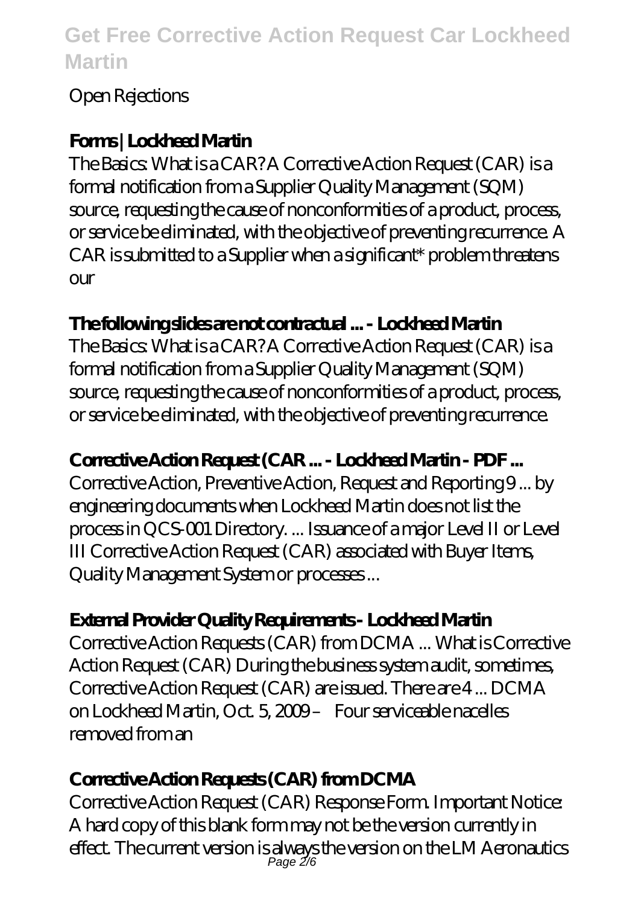Open Rejections

### Forms | Lockheed Martin

The Basics: What is a CAR? A Corrective Action Request (CAR) is a formal notification from a Supplier Quality Management (SQM) source, requesting the cause of nonconformities of a product, process, or service be eliminated, with the objective of preventing recurrence. A CAR is submitted to a Supplier when a significant* problem threatens our

### The following slides are not contractual ... - Lockheed Martin

The Basics: What is a CAR? A Corrective Action Request (CAR) is a formal notification from a Supplier Quality Management (SQM) source, requesting the cause of nonconformities of a product, process, or service be eliminated, with the objective of preventing recurrence.

### Corrective Action Request (CAR ... - Lockheed Martin - PDF ...

Corrective Action, Preventive Action, Request and Reporting 9 ... by engineering documents when Lockheed Martin does not list the process in QCS-001 Directory. ... Issuance of a major Level II or Level III Corrective Action Request (CAR) associated with Buyer Items, Quality Management System or processes ...

### External Provider Quality Requirements - Lockheed Martin

Corrective Action Requests (CAR) from DCMA ... What is Corrective Action Request (CAR) During the business system audit, sometimes, Corrective Action Request (CAR) are issued. There are 4 ... DCMA on Lockheed Martin, Oct. 5, 2009 – Four serviceable nacelles removed from an

### Corrective Action Requests (CAR) from DCMA

Corrective Action Request (CAR) Response Form. Important Notice: A hard copy of this blank form may not be the version currently in effect. The current version is always the version on the LM Aeronautics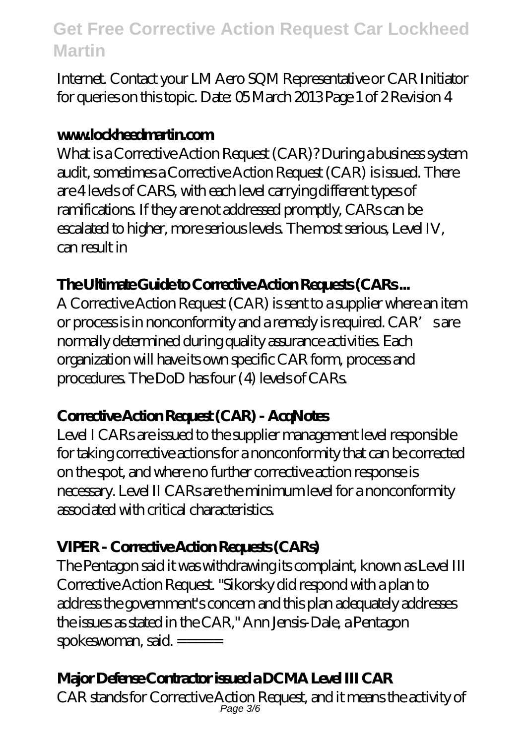Internet. Contact your LM Aero SQM Representative or CAR Initiator for queries on this topic. Date: 05 March 2013 Page 1 of 2 Revision 4

### www.lockheedmartin.com

What is a Corrective Action Request (CAR)? During a business system audit, sometimes a Corrective Action Request (CAR) is issued. There are 4 levels of CARS, with each level carrying different types of ramifications. If they are not addressed promptly, CARs can be escalated to higher, more serious levels. The most serious, Level IV, can result in

### The Ultimate Guide to Corrective Action Requests (CARs ...

A Corrective Action Request (CAR) is sent to a supplier where an item or process is in nonconformity and a remedy is required. CAR's are normally determined during quality assurance activities. Each organization will have its own specific CAR form, process and procedures. The DoD has four (4) levels of CARs.

### Corrective Action Request (CAR) - AcqNotes

Level I CARs are issued to the supplier management level responsible for taking corrective actions for a nonconformity that can be corrected on the spot, and where no further corrective action response is necessary. Level II CARs are the minimum level for a nonconformity associated with critical characteristics.

### VIPER - Corrective Action Requests (CARs)

The Pentagon said it was withdrawing its complaint, known as Level III Corrective Action Request. "Sikorsky did respond with a plan to address the government's concern and this plan adequately addresses the issues as stated in the CAR," Ann Jensis-Dale, a Pentagon spokeswoman, said. ======

### Major Defense Contractor issued a DCMA Level III CAR

CAR stands for Corrective Action Request, and it means the activity of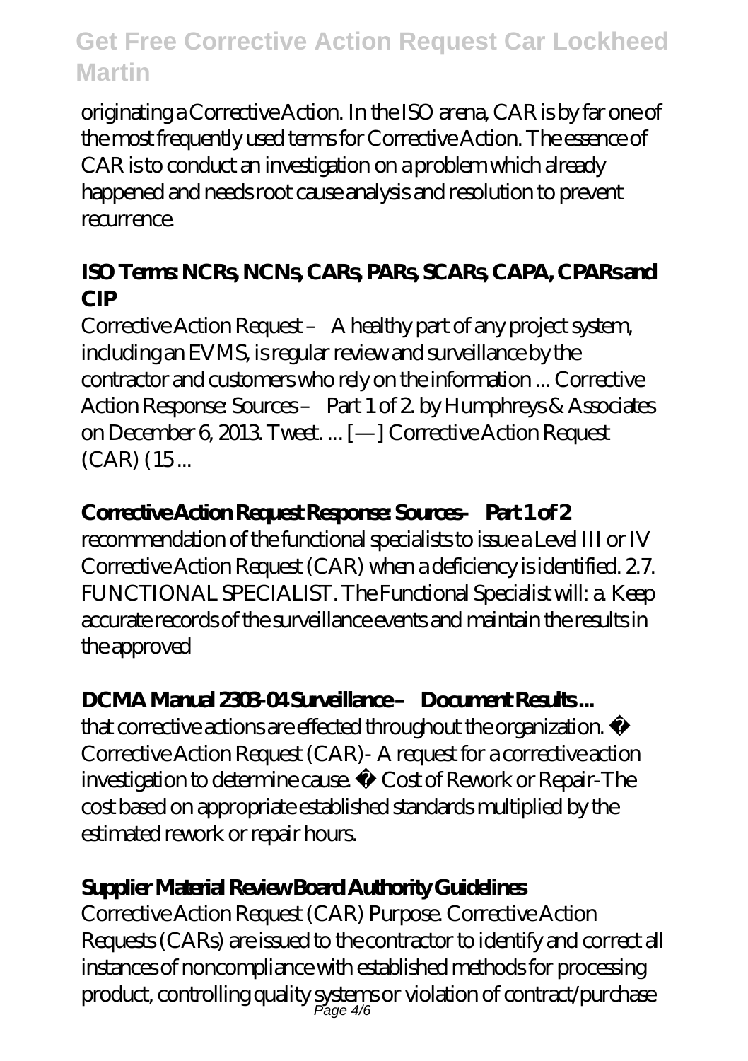originating a Corrective Action. In the ISO arena, CAR is by far one of the most frequently used terms for Corrective Action. The essence of CAR is to conduct an investigation on a problem which already happened and needs root cause analysis and resolution to prevent recurrence.

### ISO Terms: NCRs, NCNs, CARs, PARs, SCARs, CAPA, CPARs and CIP

Corrective Action Request – A healthy part of any project system, including an EVMS, is regular review and surveillance by the contractor and customers who rely on the information ... Corrective Action Response: Sources – Part 1 of 2. by Humphreys & Associates on December 6, 2013. Tweet. ... [—] Corrective Action Request (CAR) (15 ...

### Corrective Action Request Response: Sources – Part 1 of 2

recommendation of the functional specialists to issue a Level III or IV Corrective Action Request (CAR) when a deficiency is identified. 2.7. FUNCTIONAL SPECIALIST. The Functional Specialist will: a. Keep accurate records of the surveillance events and maintain the results in the approved

### DCMA Manual 2303-04 Surveillance – Document Results ...

that corrective actions are effected throughout the organization. • Corrective Action Request (CAR)- A request for a corrective action investigation to determine cause. • Cost of Rework or Repair-The cost based on appropriate established standards multiplied by the estimated rework or repair hours.

### Supplier Material Review Board Authority Guidelines

Corrective Action Request (CAR) Purpose. Corrective Action Requests (CARs) are issued to the contractor to identify and correct all instances of noncompliance with established methods for processing product, controlling quality systems or violation of contract/purchase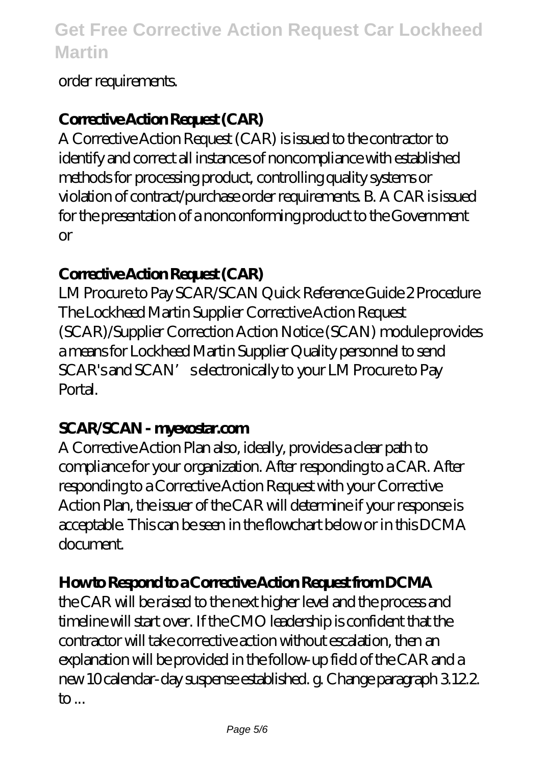order requirements.

### Corrective Action Request (CAR)

A Corrective Action Request (CAR) is issued to the contractor to identify and correct all instances of noncompliance with established methods for processing product, controlling quality systems or violation of contract/purchase order requirements. B. A CAR is issued for the presentation of a nonconforming product to the Government or

### Corrective Action Request (CAR)

LM Procure to Pay SCAR/SCAN Quick Reference Guide 2 Procedure The Lockheed Martin Supplier Corrective Action Request (SCAR)/Supplier Correction Action Notice (SCAN) module provides a means for Lockheed Martin Supplier Quality personnel to send SCAR's and SCAN' s electronically to your LM Procure to Pay Portal.

### SCAR/SCAN - myexostar.com

A Corrective Action Plan also, ideally, provides a clear path to compliance for your organization. After responding to a CAR. After responding to a Corrective Action Request with your Corrective Action Plan, the issuer of the CAR will determine if your response is acceptable. This can be seen in the flowchart below or in this DCMA document.

### How to Respond to a Corrective Action Request from DCMA

the CAR will be raised to the next higher level and the process and timeline will start over. If the CMO leadership is confident that the contractor will take corrective action without escalation, then an explanation will be provided in the follow-up field of the CAR and a new 10 calendar-day suspense established. g. Change paragraph 3.12.2. to ...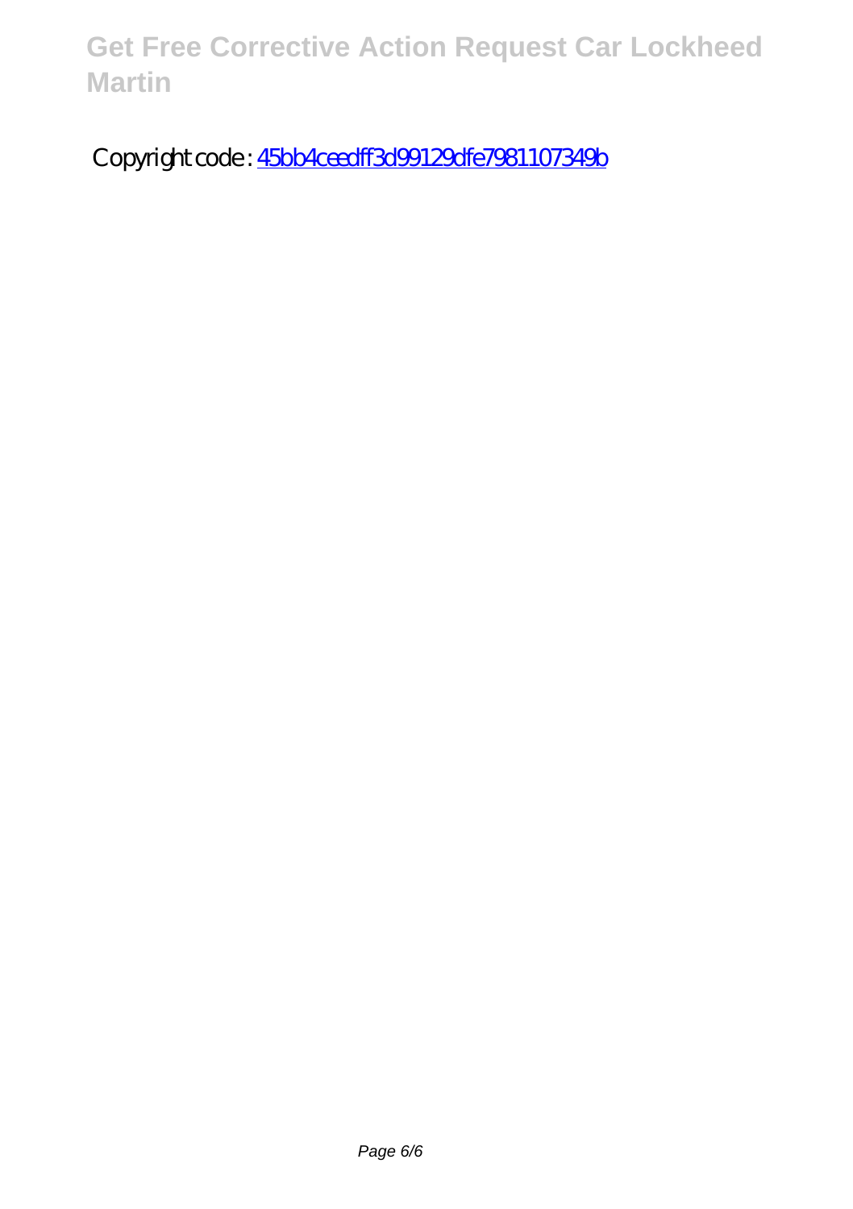Copyright code : 45bb4ceedff3d99129dfe7981107349b